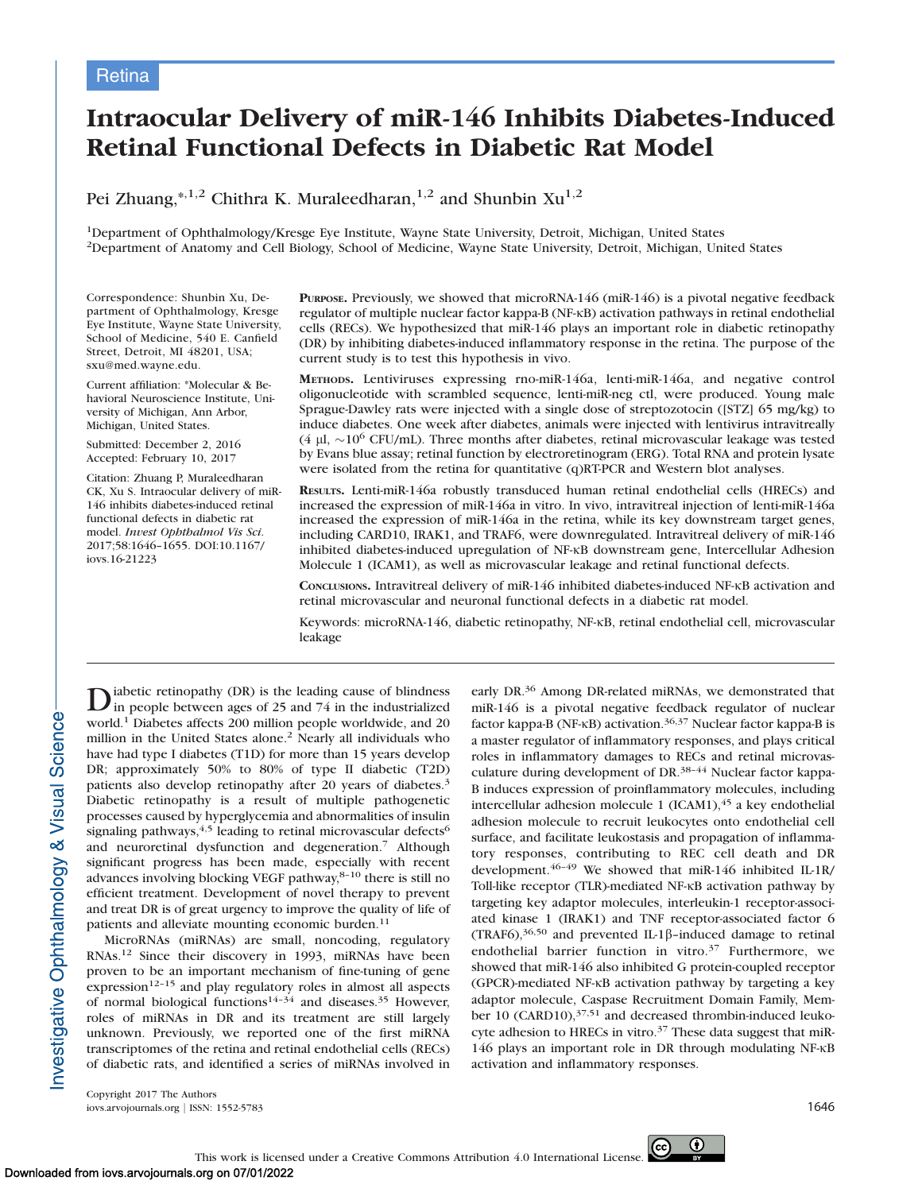Retina

# Intraocular Delivery of miR-146 Inhibits Diabetes-Induced Retinal Functional Defects in Diabetic Rat Model

Pei Zhuang,*[1,2] Chithra K. Muraleedharan,[1,2] and Shunbin Xu[1,2]

[1]Department of Ophthalmology/Kresge Eye Institute, Wayne State University, Detroit, Michigan, United States
[2]Department of Anatomy and Cell Biology, School of Medicine, Wayne State University, Detroit, Michigan, United States

Correspondence: Shunbin Xu, Department of Ophthalmology, Kresge Eye Institute, Wayne State University, School of Medicine, 540 E. Canfield Street, Detroit, MI 48201, USA; sxu@med.wayne.edu.

Current affiliation: *Molecular & Behavioral Neuroscience Institute, University of Michigan, Ann Arbor, Michigan, United States.

Submitted: December 2, 2016
Accepted: February 10, 2017

Citation: Zhuang P, Muraleedharan CK, Xu S. Intraocular delivery of miR-146 inhibits diabetes-induced retinal functional defects in diabetic rat model. *Invest Ophthalmol Vis Sci.* 2017;58:1646–1655. DOI:10.1167/iovs.16-21223

**Purpose.** Previously, we showed that microRNA-146 (miR-146) is a pivotal negative feedback regulator of multiple nuclear factor kappa-B (NF-κB) activation pathways in retinal endothelial cells (RECs). We hypothesized that miR-146 plays an important role in diabetic retinopathy (DR) by inhibiting diabetes-induced inflammatory response in the retina. The purpose of the current study is to test this hypothesis in vivo.

**Methods.** Lentiviruses expressing rno-miR-146a, lenti-miR-146a, and negative control oligonucleotide with scrambled sequence, lenti-miR-neg ctl, were produced. Young male Sprague-Dawley rats were injected with a single dose of streptozotocin ([STZ] 65 mg/kg) to induce diabetes. One week after diabetes, animals were injected with lentivirus intravitreally (4 μl, $\sim 10^6$ CFU/mL). Three months after diabetes, retinal microvascular leakage was tested by Evans blue assay; retinal function by electroretinogram (ERG). Total RNA and protein lysate were isolated from the retina for quantitative (q)RT-PCR and Western blot analyses.

**Results.** Lenti-miR-146a robustly transduced human retinal endothelial cells (HRECs) and increased the expression of miR-146a in vitro. In vivo, intravitreal injection of lenti-miR-146a increased the expression of miR-146a in the retina, while its key downstream target genes, including CARD10, IRAK1, and TRAF6, were downregulated. Intravitreal delivery of miR-146 inhibited diabetes-induced upregulation of NF-κB downstream gene, Intercellular Adhesion Molecule 1 (ICAM1), as well as microvascular leakage and retinal functional defects.

**Conclusions.** Intravitreal delivery of miR-146 inhibited diabetes-induced NF-κB activation and retinal microvascular and neuronal functional defects in a diabetic rat model.

Keywords: microRNA-146, diabetic retinopathy, NF-κB, retinal endothelial cell, microvascular leakage

Diabetic retinopathy (DR) is the leading cause of blindness in people between ages of 25 and 74 in the industrialized world.[1] Diabetes affects 200 million people worldwide, and 20 million in the United States alone.[2] Nearly all individuals who have had type I diabetes (T1D) for more than 15 years develop DR; approximately 50% to 80% of type II diabetic (T2D) patients also develop retinopathy after 20 years of diabetes.[3] Diabetic retinopathy is a result of multiple pathogenetic processes caused by hyperglycemia and abnormalities of insulin signaling pathways,[4,5] leading to retinal microvascular defects[6] and neuroretinal dysfunction and degeneration.[7] Although significant progress has been made, especially with recent advances involving blocking VEGF pathway,[8–10] there is still no efficient treatment. Development of novel therapy to prevent and treat DR is of great urgency to improve the quality of life of patients and alleviate mounting economic burden.[11]

MicroRNAs (miRNAs) are small, noncoding, regulatory RNAs.[12] Since their discovery in 1993, miRNAs have been proven to be an important mechanism of fine-tuning of gene expression[12–15] and play regulatory roles in almost all aspects of normal biological functions[14–34] and diseases.[35] However, roles of miRNAs in DR and its treatment are still largely unknown. Previously, we reported one of the first miRNA transcriptomes of the retina and retinal endothelial cells (RECs) of diabetic rats, and identified a series of miRNAs involved in early DR.[36] Among DR-related miRNAs, we demonstrated that miR-146 is a pivotal negative feedback regulator of nuclear factor kappa-B (NF-κB) activation.[36,37] Nuclear factor kappa-B is a master regulator of inflammatory responses, and plays critical roles in inflammatory damages to RECs and retinal microvasculature during development of DR.[38–44] Nuclear factor kappa-B induces expression of proinflammatory molecules, including intercellular adhesion molecule 1 (ICAM1),[45] a key endothelial adhesion molecule to recruit leukocytes onto endothelial cell surface, and facilitate leukostasis and propagation of inflammatory responses, contributing to REC cell death and DR development.[46–49] We showed that miR-146 inhibited IL-1R/Toll-like receptor (TLR)-mediated NF-κB activation pathway by targeting key adaptor molecules, interleukin-1 receptor-associated kinase 1 (IRAK1) and TNF receptor-associated factor 6 (TRAF6),[36,50] and prevented IL-1β–induced damage to retinal endothelial barrier function in vitro.[37] Furthermore, we showed that miR-146 also inhibited G protein-coupled receptor (GPCR)-mediated NF-κB activation pathway by targeting a key adaptor molecule, Caspase Recruitment Domain Family, Member 10 (CARD10),[37,51] and decreased thrombin-induced leukocyte adhesion to HRECs in vitro.[37] These data suggest that miR-146 plays an important role in DR through modulating NF-κB activation and inflammatory responses.

Copyright 2017 The Authors

This work is licensed under a Creative Commons Attribution 4.0 International License.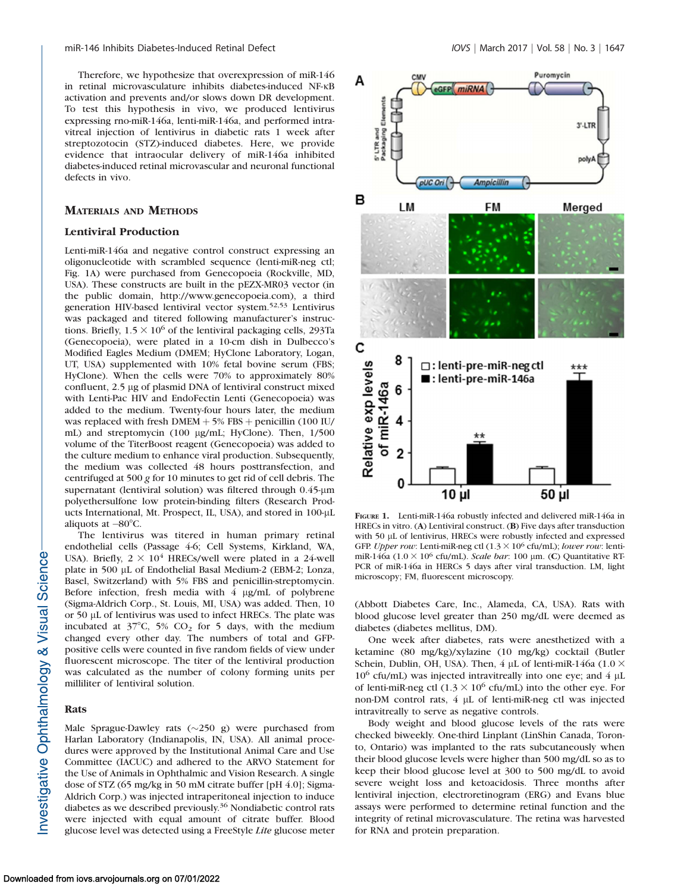Therefore, we hypothesize that overexpression of miR-146 in retinal microvasculature inhibits diabetes-induced NF-κB activation and prevents and/or slows down DR development. To test this hypothesis in vivo, we produced lentivirus expressing rno-miR-146a, lenti-miR-146a, and performed intravitreal injection of lentivirus in diabetic rats 1 week after streptozotocin (STZ)-induced diabetes. Here, we provide evidence that intraocular delivery of miR-146a inhibited diabetes-induced retinal microvascular and neuronal functional defects in vivo.

## Materials and Methods

### Lentiviral Production

Lenti-miR-146a and negative control construct expressing an oligonucleotide with scrambled sequence (lenti-miR-neg ctl; Fig. 1A) were purchased from Genecopoeia (Rockville, MD, USA). These constructs are built in the pEZX-MR03 vector (in the public domain, http://www.genecopoeia.com), a third generation HIV-based lentiviral vector system.[52,53] Lentivirus was packaged and titered following manufacturer's instructions. Briefly, $1.5 \times 10^6$ of the lentiviral packaging cells, 293Ta (Genecopoeia), were plated in a 10-cm dish in Dulbecco's Modified Eagles Medium (DMEM; HyClone Laboratory, Logan, UT, USA) supplemented with 10% fetal bovine serum (FBS; HyClone). When the cells were 70% to approximately 80% confluent, 2.5 μg of plasmid DNA of lentiviral construct mixed with Lenti-Pac HIV and EndoFectin Lenti (Genecopoeia) was added to the medium. Twenty-four hours later, the medium was replaced with fresh DMEM + 5% FBS + penicillin (100 IU/mL) and streptomycin (100 μg/mL; HyClone). Then, 1/500 volume of the TiterBoost reagent (Genecopoeia) was added to the culture medium to enhance viral production. Subsequently, the medium was collected 48 hours posttransfection, and centrifuged at 500 *g* for 10 minutes to get rid of cell debris. The supernatant (lentiviral solution) was filtered through 0.45-μm polyethersulfone low protein-binding filters (Research Products International, Mt. Prospect, IL, USA), and stored in 100-μL aliquots at −80°C.

The lentivirus was titered in human primary retinal endothelial cells (Passage 4-6; Cell Systems, Kirkland, WA, USA). Briefly, $2 \times 10^4$ HRECs/well were plated in a 24-well plate in 500 μL of Endothelial Basal Medium-2 (EBM-2; Lonza, Basel, Switzerland) with 5% FBS and penicillin-streptomycin. Before infection, fresh media with 4 μg/mL of polybrene (Sigma-Aldrich Corp., St. Louis, MI, USA) was added. Then, 10 or 50 μL of lentivirus was used to infect HRECs. The plate was incubated at 37°C, 5% $CO_2$ for 5 days, with the medium changed every other day. The numbers of total and GFP-positive cells were counted in five random fields of view under fluorescent microscope. The titer of the lentiviral production was calculated as the number of colony forming units per milliliter of lentiviral solution.

### Rats

Male Sprague-Dawley rats (~250 g) were purchased from Harlan Laboratory (Indianapolis, IN, USA). All animal procedures were approved by the Institutional Animal Care and Use Committee (IACUC) and adhered to the ARVO Statement for the Use of Animals in Ophthalmic and Vision Research. A single dose of STZ (65 mg/kg in 50 mM citrate buffer [pH 4.0]; Sigma-Aldrich Corp.) was injected intraperitoneal injection to induce diabetes as we described previously.[36] Nondiabetic control rats were injected with equal amount of citrate buffer. Blood glucose level was detected using a FreeStyle *Lite* glucose meter (Abbott Diabetes Care, Inc., Alameda, CA, USA). Rats with blood glucose level greater than 250 mg/dL were deemed as diabetes (diabetes mellitus, DM).

One week after diabetes, rats were anesthetized with a ketamine (80 mg/kg)/xylazine (10 mg/kg) cocktail (Butler Schein, Dublin, OH, USA). Then, 4 μL of lenti-miR-146a ($1.0 \times 10^6$ cfu/mL) was injected intravitreally into one eye; and 4 μL of lenti-miR-neg ctl ($1.3 \times 10^6$ cfu/mL) into the other eye. For non-DM control rats, 4 μL of lenti-miR-neg ctl was injected intravitreally to serve as negative controls.

Body weight and blood glucose levels of the rats were checked biweekly. One-third Linplant (LinShin Canada, Toronto, Ontario) was implanted to the rats subcutaneously when their blood glucose levels were higher than 500 mg/dL so as to keep their blood glucose level at 300 to 500 mg/dL to avoid severe weight loss and ketoacidosis. Three months after lentiviral injection, electroretinogram (ERG) and Evans blue assays were performed to determine retinal function and the integrity of retinal microvasculature. The retina was harvested for RNA and protein preparation.

**Figure 1.** Lenti-miR-146a robustly infected and delivered miR-146a in HRECs in vitro. (**A**) Lentiviral construct. (**B**) Five days after transduction with 50 μL of lentivirus, HRECs were robustly infected and expressed GFP. *Upper row*: Lenti-miR-neg ctl ($1.3 \times 10^6$ cfu/mL); *lower row*: lenti-miR-146a ($1.0 \times 10^6$ cfu/mL). *Scale bar*: 100 μm. (**C**) Quantitative RT-PCR of miR-146a in HERCs 5 days after viral transduction. LM, light microscopy; FM, fluorescent microscopy.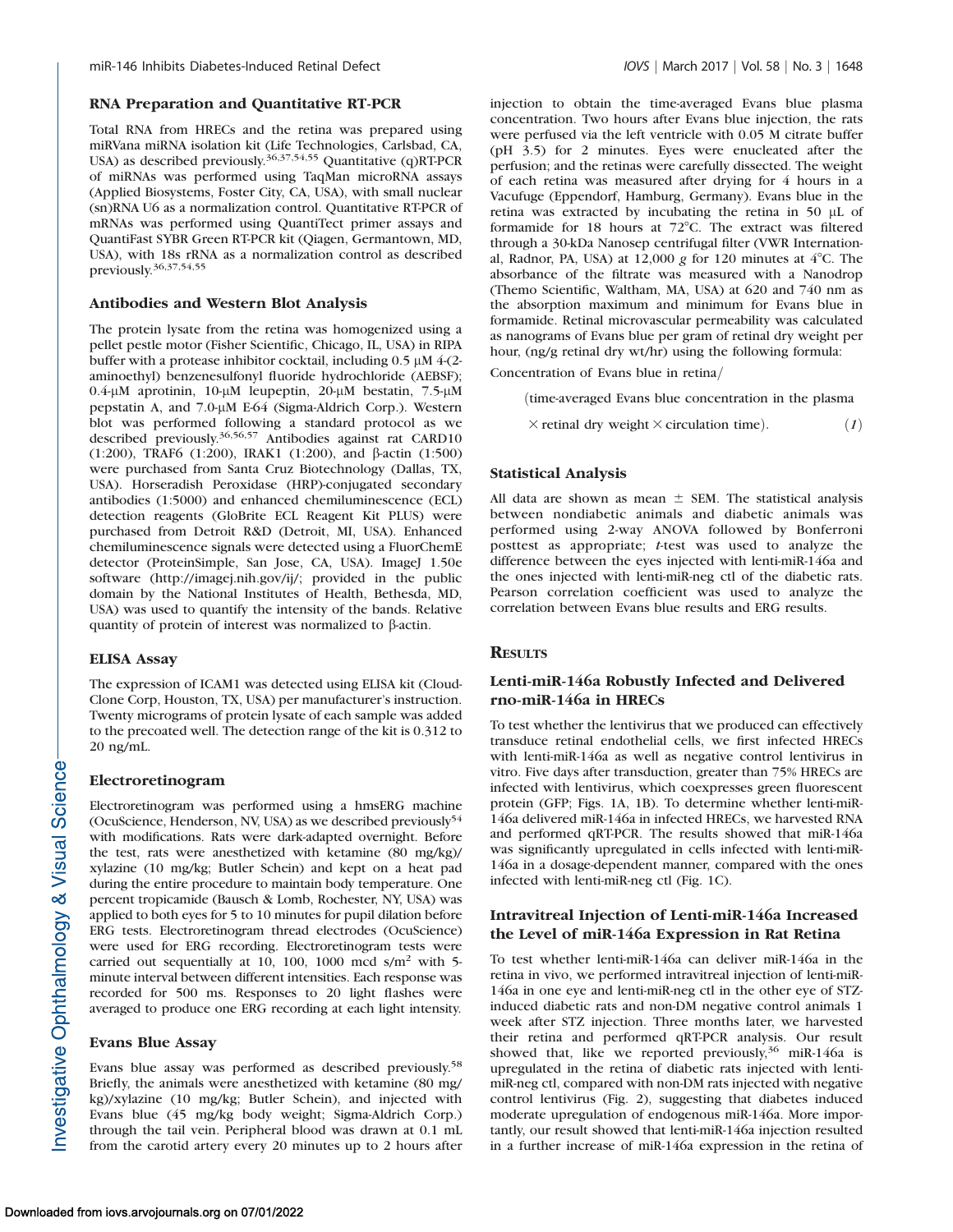### RNA Preparation and Quantitative RT-PCR

Total RNA from HRECs and the retina was prepared using miRVana miRNA isolation kit (Life Technologies, Carlsbad, CA, USA) as described previously.[36,37,54,55] Quantitative (q)RT-PCR of miRNAs was performed using TaqMan microRNA assays (Applied Biosystems, Foster City, CA, USA), with small nuclear (sn)RNA U6 as a normalization control. Quantitative RT-PCR of mRNAs was performed using QuantiTect primer assays and QuantiFast SYBR Green RT-PCR kit (Qiagen, Germantown, MD, USA), with 18s rRNA as a normalization control as described previously.[36,37,54,55]

### Antibodies and Western Blot Analysis

The protein lysate from the retina was homogenized using a pellet pestle motor (Fisher Scientific, Chicago, IL, USA) in RIPA buffer with a protease inhibitor cocktail, including 0.5 μM 4-(2-aminoethyl) benzenesulfonyl fluoride hydrochloride (AEBSF); 0.4-μM aprotinin, 10-μM leupeptin, 20-μM bestatin, 7.5-μM pepstatin A, and 7.0-μM E-64 (Sigma-Aldrich Corp.). Western blot was performed following a standard protocol as we described previously.[36,56,57] Antibodies against rat CARD10 (1:200), TRAF6 (1:200), IRAK1 (1:200), and β-actin (1:500) were purchased from Santa Cruz Biotechnology (Dallas, TX, USA). Horseradish Peroxidase (HRP)-conjugated secondary antibodies (1:5000) and enhanced chemiluminescence (ECL) detection reagents (GloBrite ECL Reagent Kit PLUS) were purchased from Detroit R&D (Detroit, MI, USA). Enhanced chemiluminescence signals were detected using a FluorChemE detector (ProteinSimple, San Jose, CA, USA). ImageJ 1.50e software (http://imagej.nih.gov/ij/; provided in the public domain by the National Institutes of Health, Bethesda, MD, USA) was used to quantify the intensity of the bands. Relative quantity of protein of interest was normalized to β-actin.

### ELISA Assay

The expression of ICAM1 was detected using ELISA kit (Cloud-Clone Corp, Houston, TX, USA) per manufacturer's instruction. Twenty micrograms of protein lysate of each sample was added to the precoated well. The detection range of the kit is 0.312 to 20 ng/mL.

### Electroretinogram

Electroretinogram was performed using a hmsERG machine (OcuScience, Henderson, NV, USA) as we described previously[54] with modifications. Rats were dark-adapted overnight. Before the test, rats were anesthetized with ketamine (80 mg/kg)/xylazine (10 mg/kg; Butler Schein) and kept on a heat pad during the entire procedure to maintain body temperature. One percent tropicamide (Bausch & Lomb, Rochester, NY, USA) was applied to both eyes for 5 to 10 minutes for pupil dilation before ERG tests. Electroretinogram thread electrodes (OcuScience) were used for ERG recording. Electroretinogram tests were carried out sequentially at 10, 100, 1000 mcd s/m$^2$ with 5-minute interval between different intensities. Each response was recorded for 500 ms. Responses to 20 light flashes were averaged to produce one ERG recording at each light intensity.

### Evans Blue Assay

Evans blue assay was performed as described previously.[58] Briefly, the animals were anesthetized with ketamine (80 mg/kg)/xylazine (10 mg/kg; Butler Schein), and injected with Evans blue (45 mg/kg body weight; Sigma-Aldrich Corp.) through the tail vein. Peripheral blood was drawn at 0.1 mL from the carotid artery every 20 minutes up to 2 hours after injection to obtain the time-averaged Evans blue plasma concentration. Two hours after Evans blue injection, the rats were perfused via the left ventricle with 0.05 M citrate buffer (pH 3.5) for 2 minutes. Eyes were enucleated after the perfusion; and the retinas were carefully dissected. The weight of each retina was measured after drying for 4 hours in a Vacufuge (Eppendorf, Hamburg, Germany). Evans blue in the retina was extracted by incubating the retina in 50 μL of formamide for 18 hours at 72°C. The extract was filtered through a 30-kDa Nanosep centrifugal filter (VWR International, Radnor, PA, USA) at 12,000 *g* for 120 minutes at 4°C. The absorbance of the filtrate was measured with a Nanodrop (Themo Scientific, Waltham, MA, USA) at 620 and 740 nm as the absorption maximum and minimum for Evans blue in formamide. Retinal microvascular permeability was calculated as nanograms of Evans blue per gram of retinal dry weight per hour, (ng/g retinal dry wt/hr) using the following formula:

$$\text{Concentration of Evans blue in retina} / (\text{time-averaged Evans blue concentration in the plasma} \times \text{retinal dry weight} \times \text{circulation time}). \qquad (1)$$

### Statistical Analysis

All data are shown as mean ± SEM. The statistical analysis between nondiabetic animals and diabetic animals was performed using 2-way ANOVA followed by Bonferroni posttest as appropriate; *t*-test was used to analyze the difference between the eyes injected with lenti-miR-146a and the ones injected with lenti-miR-neg ctl of the diabetic rats. Pearson correlation coefficient was used to analyze the correlation between Evans blue results and ERG results.

## Results

### Lenti-miR-146a Robustly Infected and Delivered rno-miR-146a in HRECs

To test whether the lentivirus that we produced can effectively transduce retinal endothelial cells, we first infected HRECs with lenti-miR-146a as well as negative control lentivirus in vitro. Five days after transduction, greater than 75% HRECs are infected with lentivirus, which coexpresses green fluorescent protein (GFP; Figs. 1A, 1B). To determine whether lenti-miR-146a delivered miR-146a in infected HRECs, we harvested RNA and performed qRT-PCR. The results showed that miR-146a was significantly upregulated in cells infected with lenti-miR-146a in a dosage-dependent manner, compared with the ones infected with lenti-miR-neg ctl (Fig. 1C).

### Intravitreal Injection of Lenti-miR-146a Increased the Level of miR-146a Expression in Rat Retina

To test whether lenti-miR-146a can deliver miR-146a in the retina in vivo, we performed intravitreal injection of lenti-miR-146a in one eye and lenti-miR-neg ctl in the other eye of STZ-induced diabetic rats and non-DM negative control animals 1 week after STZ injection. Three months later, we harvested their retina and performed qRT-PCR analysis. Our result showed that, like we reported previously,[36] miR-146a is upregulated in the retina of diabetic rats injected with lenti-miR-neg ctl, compared with non-DM rats injected with negative control lentivirus (Fig. 2), suggesting that diabetes induced moderate upregulation of endogenous miR-146a. More importantly, our result showed that lenti-miR-146a injection resulted in a further increase of miR-146a expression in the retina of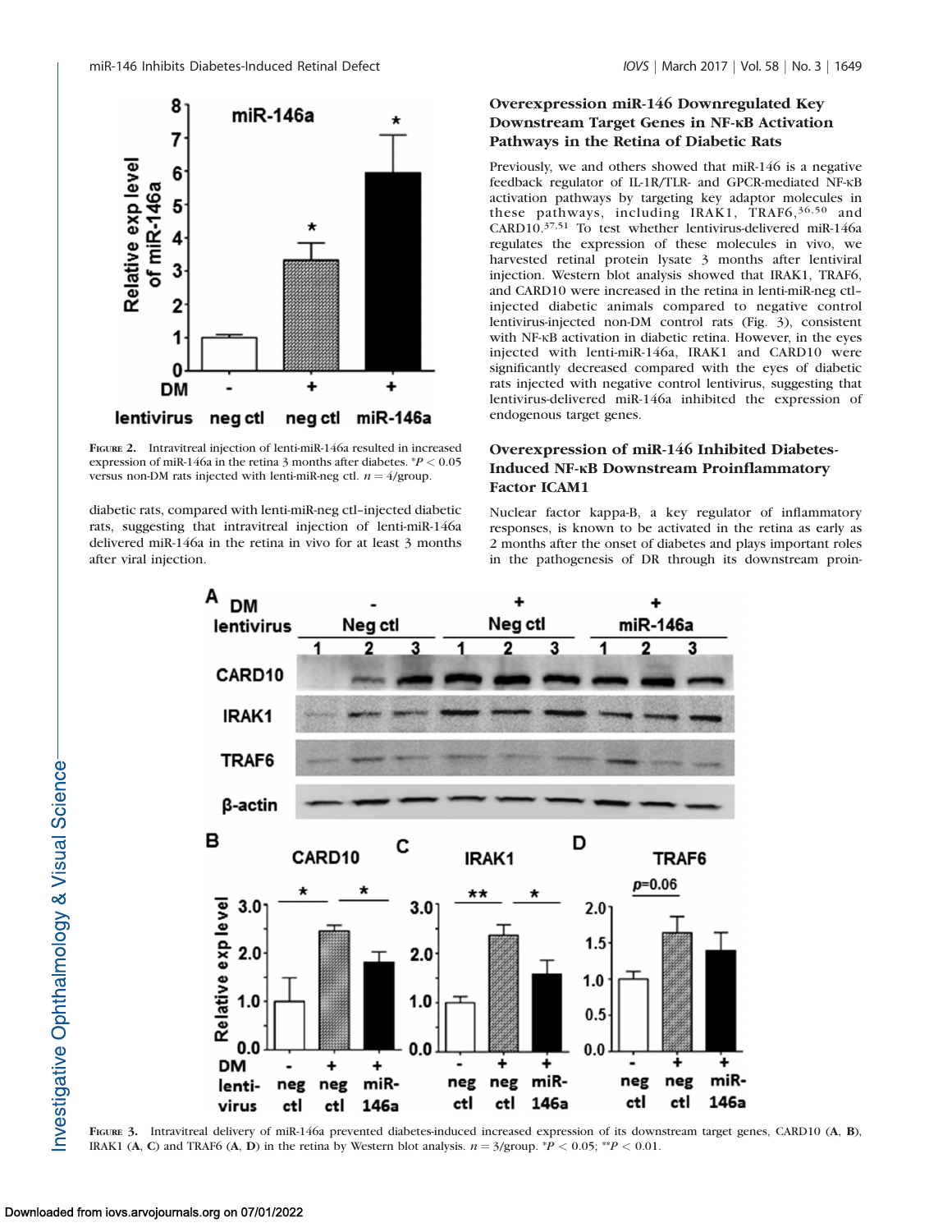FIGURE 2. Intravitreal injection of lenti-miR-146a resulted in increased expression of miR-146a in the retina 3 months after diabetes. *$P < 0.05$ versus non-DM rats injected with lenti-miR-neg ctl. $n = 4$/group.

diabetic rats, compared with lenti-miR-neg ctl–injected diabetic rats, suggesting that intravitreal injection of lenti-miR-146a delivered miR-146a in the retina in vivo for at least 3 months after viral injection.

### Overexpression miR-146 Downregulated Key Downstream Target Genes in NF-κB Activation Pathways in the Retina of Diabetic Rats

Previously, we and others showed that miR-146 is a negative feedback regulator of IL-1R/TLR- and GPCR-mediated NF-κB activation pathways by targeting key adaptor molecules in these pathways, including IRAK1, TRAF6,[36,50] and CARD10.[37,51] To test whether lentivirus-delivered miR-146a regulates the expression of these molecules in vivo, we harvested retinal protein lysate 3 months after lentiviral injection. Western blot analysis showed that IRAK1, TRAF6, and CARD10 were increased in the retina in lenti-miR-neg ctl–injected diabetic animals compared to negative control lentivirus-injected non-DM control rats (Fig. 3), consistent with NF-κB activation in diabetic retina. However, in the eyes injected with lenti-miR-146a, IRAK1 and CARD10 were significantly decreased compared with the eyes of diabetic rats injected with negative control lentivirus, suggesting that lentivirus-delivered miR-146a inhibited the expression of endogenous target genes.

### Overexpression of miR-146 Inhibited Diabetes-Induced NF-κB Downstream Proinflammatory Factor ICAM1

Nuclear factor kappa-B, a key regulator of inflammatory responses, is known to be activated in the retina as early as 2 months after the onset of diabetes and plays important roles in the pathogenesis of DR through its downstream proin-

FIGURE 3. Intravitreal delivery of miR-146a prevented diabetes-induced increased expression of its downstream target genes, CARD10 (A, B), IRAK1 (A, C) and TRAF6 (A, D) in the retina by Western blot analysis. $n = 3$/group. *$P < 0.05$; **$P < 0.01$.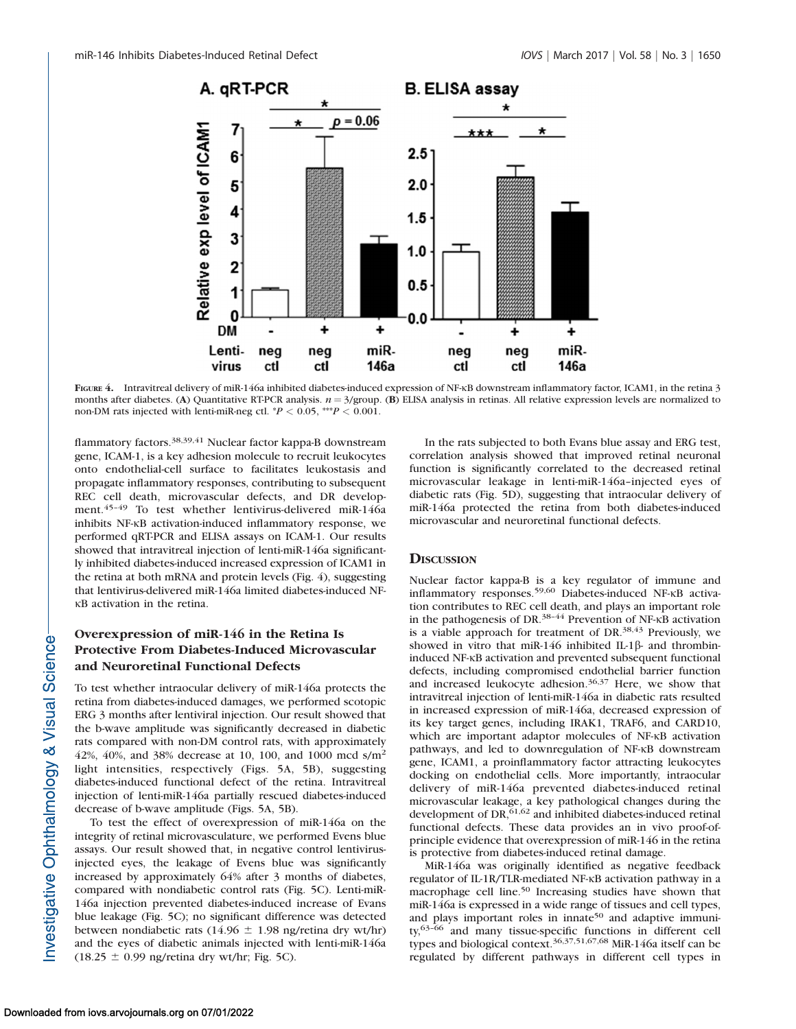FIGURE 4. Intravitreal delivery of miR-146a inhibited diabetes-induced expression of NF-κB downstream inflammatory factor, ICAM1, in the retina 3 months after diabetes. (A) Quantitative RT-PCR analysis. $n = 3$/group. (B) ELISA analysis in retinas. All relative expression levels are normalized to non-DM rats injected with lenti-miR-neg ctl. $^{*}P < 0.05$, $^{***}P < 0.001$.

flammatory factors.[38,39,41] Nuclear factor kappa-B downstream gene, ICAM-1, is a key adhesion molecule to recruit leukocytes onto endothelial-cell surface to facilitates leukostasis and propagate inflammatory responses, contributing to subsequent REC cell death, microvascular defects, and DR development.[45–49] To test whether lentivirus-delivered miR-146a inhibits NF-κB activation-induced inflammatory response, we performed qRT-PCR and ELISA assays on ICAM-1. Our results showed that intravitreal injection of lenti-miR-146a significantly inhibited diabetes-induced increased expression of ICAM1 in the retina at both mRNA and protein levels (Fig. 4), suggesting that lentivirus-delivered miR-146a limited diabetes-induced NF-κB activation in the retina.

### Overexpression of miR-146 in the Retina Is Protective From Diabetes-Induced Microvascular and Neuroretinal Functional Defects

To test whether intraocular delivery of miR-146a protects the retina from diabetes-induced damages, we performed scotopic ERG 3 months after lentiviral injection. Our result showed that the b-wave amplitude was significantly decreased in diabetic rats compared with non-DM control rats, with approximately 42%, 40%, and 38% decrease at 10, 100, and 1000 mcd s/m$^2$ light intensities, respectively (Figs. 5A, 5B), suggesting diabetes-induced functional defect of the retina. Intravitreal injection of lenti-miR-146a partially rescued diabetes-induced decrease of b-wave amplitude (Figs. 5A, 5B).

To test the effect of overexpression of miR-146a on the integrity of retinal microvasculature, we performed Evens blue assays. Our result showed that, in negative control lentivirus-injected eyes, the leakage of Evens blue was significantly increased by approximately 64% after 3 months of diabetes, compared with nondiabetic control rats (Fig. 5C). Lenti-miR-146a injection prevented diabetes-induced increase of Evens blue leakage (Fig. 5C); no significant difference was detected between nondiabetic rats (14.96 ± 1.98 ng/retina dry wt/hr) and the eyes of diabetic animals injected with lenti-miR-146a (18.25 ± 0.99 ng/retina dry wt/hr; Fig. 5C).

In the rats subjected to both Evans blue assay and ERG test, correlation analysis showed that improved retinal neuronal function is significantly correlated to the decreased retinal microvascular leakage in lenti-miR-146a–injected eyes of diabetic rats (Fig. 5D), suggesting that intraocular delivery of miR-146a protected the retina from both diabetes-induced microvascular and neuroretinal functional defects.

## DISCUSSION

Nuclear factor kappa-B is a key regulator of immune and inflammatory responses.[59,60] Diabetes-induced NF-κB activation contributes to REC cell death, and plays an important role in the pathogenesis of DR.[38–44] Prevention of NF-κB activation is a viable approach for treatment of DR.[38,43] Previously, we showed in vitro that miR-146 inhibited IL-1β- and thrombin-induced NF-κB activation and prevented subsequent functional defects, including compromised endothelial barrier function and increased leukocyte adhesion.[36,37] Here, we show that intravitreal injection of lenti-miR-146a in diabetic rats resulted in increased expression of miR-146a, decreased expression of its key target genes, including IRAK1, TRAF6, and CARD10, which are important adaptor molecules of NF-κB activation pathways, and led to downregulation of NF-κB downstream gene, ICAM1, a proinflammatory factor attracting leukocytes docking on endothelial cells. More importantly, intraocular delivery of miR-146a prevented diabetes-induced retinal microvascular leakage, a key pathological changes during the development of DR,[61,62] and inhibited diabetes-induced retinal functional defects. These data provides an in vivo proof-of-principle evidence that overexpression of miR-146 in the retina is protective from diabetes-induced retinal damage.

MiR-146a was originally identified as negative feedback regulator of IL-1R/TLR-mediated NF-κB activation pathway in a macrophage cell line.[50] Increasing studies have shown that miR-146a is expressed in a wide range of tissues and cell types, and plays important roles in innate[50] and adaptive immunity,[63–66] and many tissue-specific functions in different cell types and biological context.[36,37,51,67,68] MiR-146a itself can be regulated by different pathways in different cell types in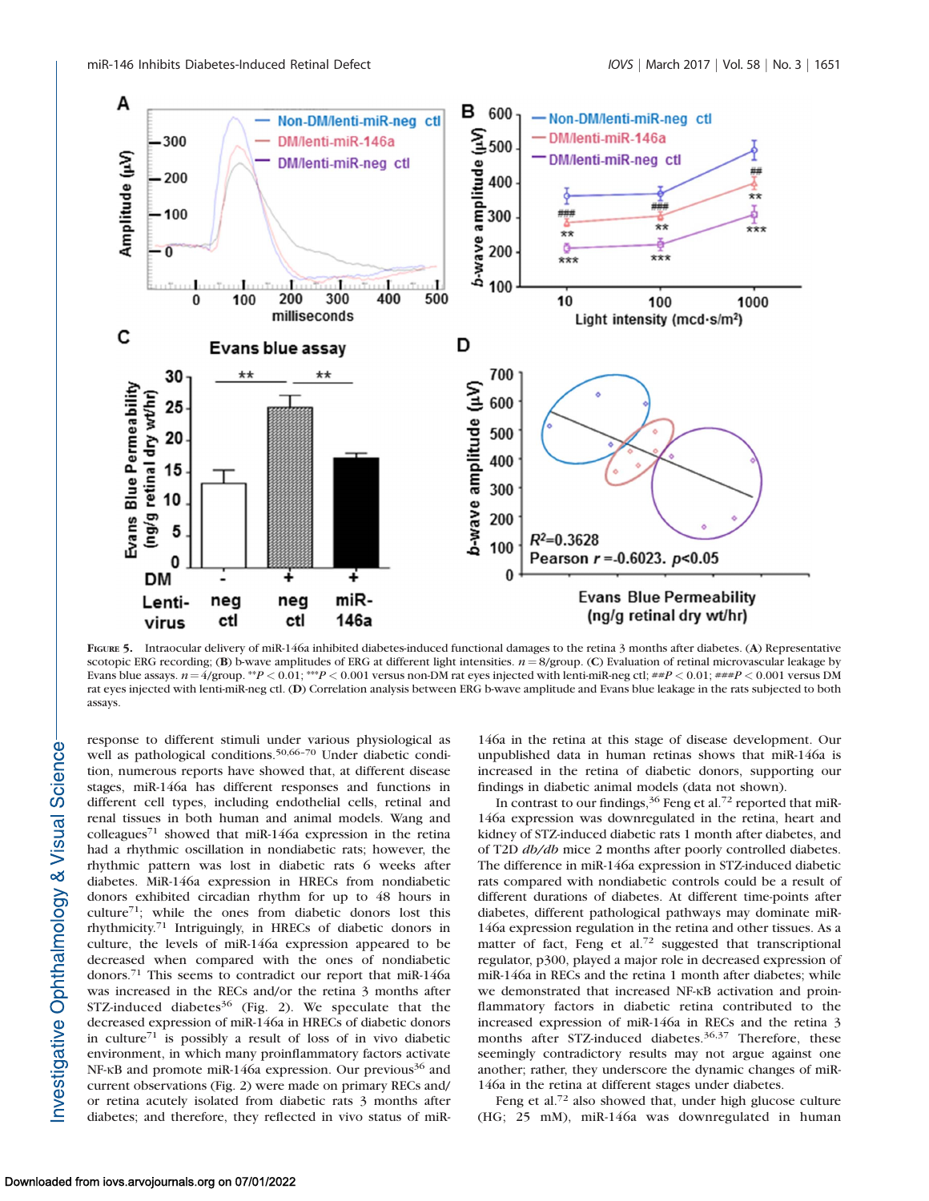FIGURE 5. Intraocular delivery of miR-146a inhibited diabetes-induced functional damages to the retina 3 months after diabetes. (A) Representative scotopic ERG recording; (B) b-wave amplitudes of ERG at different light intensities. $n = 8$/group. (C) Evaluation of retinal microvascular leakage by Evans blue assays. $n = 4$/group. $^{**}P < 0.01$; $^{***}P < 0.001$ versus non-DM rat eyes injected with lenti-miR-neg ctl; $^{\#\#}P < 0.01$; $^{\#\#\#}P < 0.001$ versus DM rat eyes injected with lenti-miR-neg ctl. (D) Correlation analysis between ERG b-wave amplitude and Evans blue leakage in the rats subjected to both assays.

response to different stimuli under various physiological as well as pathological conditions.[50,66–70] Under diabetic condition, numerous reports have showed that, at different disease stages, miR-146a has different responses and functions in different cell types, including endothelial cells, retinal and renal tissues in both human and animal models. Wang and colleagues[71] showed that miR-146a expression in the retina had a rhythmic oscillation in nondiabetic rats; however, the rhythmic pattern was lost in diabetic rats 6 weeks after diabetes. MiR-146a expression in HRECs from nondiabetic donors exhibited circadian rhythm for up to 48 hours in culture[71]; while the ones from diabetic donors lost this rhythmicity.[71] Intriguingly, in HRECs of diabetic donors in culture, the levels of miR-146a expression appeared to be decreased when compared with the ones of nondiabetic donors.[71] This seems to contradict our report that miR-146a was increased in the RECs and/or the retina 3 months after STZ-induced diabetes[36] (Fig. 2). We speculate that the decreased expression of miR-146a in HRECs of diabetic donors in culture[71] is possibly a result of loss of in vivo diabetic environment, in which many proinflammatory factors activate NF-κB and promote miR-146a expression. Our previous[36] and current observations (Fig. 2) were made on primary RECs and/or retina acutely isolated from diabetic rats 3 months after diabetes; and therefore, they reflected in vivo status of miR-146a in the retina at this stage of disease development. Our unpublished data in human retinas shows that miR-146a is increased in the retina of diabetic donors, supporting our findings in diabetic animal models (data not shown).

In contrast to our findings,[36] Feng et al.[72] reported that miR-146a expression was downregulated in the retina, heart and kidney of STZ-induced diabetic rats 1 month after diabetes, and of T2D *db/db* mice 2 months after poorly controlled diabetes. The difference in miR-146a expression in STZ-induced diabetic rats compared with nondiabetic controls could be a result of different durations of diabetes. At different time-points after diabetes, different pathological pathways may dominate miR-146a expression regulation in the retina and other tissues. As a matter of fact, Feng et al.[72] suggested that transcriptional regulator, p300, played a major role in decreased expression of miR-146a in RECs and the retina 1 month after diabetes; while we demonstrated that increased NF-κB activation and proinflammatory factors in diabetic retina contributed to the increased expression of miR-146a in RECs and the retina 3 months after STZ-induced diabetes.[36,37] Therefore, these seemingly contradictory results may not argue against one another; rather, they underscore the dynamic changes of miR-146a in the retina at different stages under diabetes.

Feng et al.[72] also showed that, under high glucose culture (HG; 25 mM), miR-146a was downregulated in human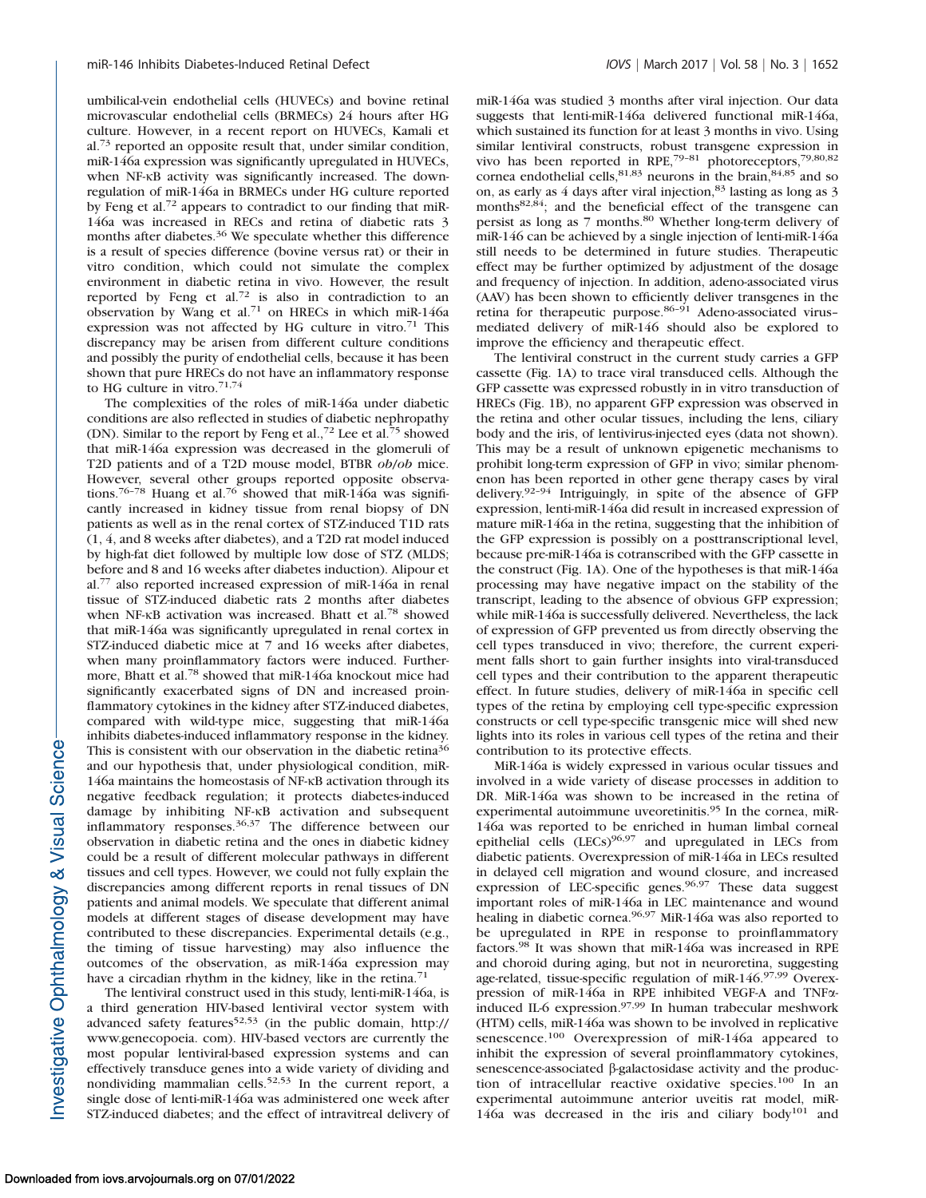umbilical-vein endothelial cells (HUVECs) and bovine retinal microvascular endothelial cells (BRMECs) 24 hours after HG culture. However, in a recent report on HUVECs, Kamali et al.[73] reported an opposite result that, under similar condition, miR-146a expression was significantly upregulated in HUVECs, when NF-κB activity was significantly increased. The downregulation of miR-146a in BRMECs under HG culture reported by Feng et al.[72] appears to contradict to our finding that miR-146a was increased in RECs and retina of diabetic rats 3 months after diabetes.[36] We speculate whether this difference is a result of species difference (bovine versus rat) or their in vitro condition, which could not simulate the complex environment in diabetic retina in vivo. However, the result reported by Feng et al.[72] is also in contradiction to an observation by Wang et al.[71] on HRECs in which miR-146a expression was not affected by HG culture in vitro.[71] This discrepancy may be arisen from different culture conditions and possibly the purity of endothelial cells, because it has been shown that pure HRECs do not have an inflammatory response to HG culture in vitro.[71,74]

The complexities of the roles of miR-146a under diabetic conditions are also reflected in studies of diabetic nephropathy (DN). Similar to the report by Feng et al.,[72] Lee et al.[75] showed that miR-146a expression was decreased in the glomeruli of T2D patients and of a T2D mouse model, BTBR *ob/ob* mice. However, several other groups reported opposite observations.[76–78] Huang et al.[76] showed that miR-146a was significantly increased in kidney tissue from renal biopsy of DN patients as well as in the renal cortex of STZ-induced T1D rats (1, 4, and 8 weeks after diabetes), and a T2D rat model induced by high-fat diet followed by multiple low dose of STZ (MLDS; before and 8 and 16 weeks after diabetes induction). Alipour et al.[77] also reported increased expression of miR-146a in renal tissue of STZ-induced diabetic rats 2 months after diabetes when NF-κB activation was increased. Bhatt et al.[78] showed that miR-146a was significantly upregulated in renal cortex in STZ-induced diabetic mice at 7 and 16 weeks after diabetes, when many proinflammatory factors were induced. Furthermore, Bhatt et al.[78] showed that miR-146a knockout mice had significantly exacerbated signs of DN and increased proinflammatory cytokines in the kidney after STZ-induced diabetes, compared with wild-type mice, suggesting that miR-146a inhibits diabetes-induced inflammatory response in the kidney. This is consistent with our observation in the diabetic retina[36] and our hypothesis that, under physiological condition, miR-146a maintains the homeostasis of NF-κB activation through its negative feedback regulation; it protects diabetes-induced damage by inhibiting NF-κB activation and subsequent inflammatory responses.[36,37] The difference between our observation in diabetic retina and the ones in diabetic kidney could be a result of different molecular pathways in different tissues and cell types. However, we could not fully explain the discrepancies among different reports in renal tissues of DN patients and animal models. We speculate that different animal models at different stages of disease development may have contributed to these discrepancies. Experimental details (e.g., the timing of tissue harvesting) may also influence the outcomes of the observation, as miR-146a expression may have a circadian rhythm in the kidney, like in the retina.[71]

The lentiviral construct used in this study, lenti-miR-146a, is a third generation HIV-based lentiviral vector system with advanced safety features[52,53] (in the public domain, http://www.genecopoeia. com). HIV-based vectors are currently the most popular lentiviral-based expression systems and can effectively transduce genes into a wide variety of dividing and nondividing mammalian cells.[52,53] In the current report, a single dose of lenti-miR-146a was administered one week after STZ-induced diabetes; and the effect of intravitreal delivery of miR-146a was studied 3 months after viral injection. Our data suggests that lenti-miR-146a delivered functional miR-146a, which sustained its function for at least 3 months in vivo. Using similar lentiviral constructs, robust transgene expression in vivo has been reported in RPE,[79–81] photoreceptors,[79,80,82] cornea endothelial cells,[81,83] neurons in the brain,[84,85] and so on, as early as 4 days after viral injection,[83] lasting as long as 3 months[82,84]; and the beneficial effect of the transgene can persist as long as 7 months.[80] Whether long-term delivery of miR-146 can be achieved by a single injection of lenti-miR-146a still needs to be determined in future studies. Therapeutic effect may be further optimized by adjustment of the dosage and frequency of injection. In addition, adeno-associated virus (AAV) has been shown to efficiently deliver transgenes in the retina for therapeutic purpose.[86–91] Adeno-associated virus–mediated delivery of miR-146 should also be explored to improve the efficiency and therapeutic effect.

The lentiviral construct in the current study carries a GFP cassette (Fig. 1A) to trace viral transduced cells. Although the GFP cassette was expressed robustly in in vitro transduction of HRECs (Fig. 1B), no apparent GFP expression was observed in the retina and other ocular tissues, including the lens, ciliary body and the iris, of lentivirus-injected eyes (data not shown). This may be a result of unknown epigenetic mechanisms to prohibit long-term expression of GFP in vivo; similar phenomenon has been reported in other gene therapy cases by viral delivery.[92–94] Intriguingly, in spite of the absence of GFP expression, lenti-miR-146a did result in increased expression of mature miR-146a in the retina, suggesting that the inhibition of the GFP expression is possibly on a posttranscriptional level, because pre-miR-146a is cotranscribed with the GFP cassette in the construct (Fig. 1A). One of the hypotheses is that miR-146a processing may have negative impact on the stability of the transcript, leading to the absence of obvious GFP expression; while miR-146a is successfully delivered. Nevertheless, the lack of expression of GFP prevented us from directly observing the cell types transduced in vivo; therefore, the current experiment falls short to gain further insights into viral-transduced cell types and their contribution to the apparent therapeutic effect. In future studies, delivery of miR-146a in specific cell types of the retina by employing cell type-specific expression constructs or cell type-specific transgenic mice will shed new lights into its roles in various cell types of the retina and their contribution to its protective effects.

MiR-146a is widely expressed in various ocular tissues and involved in a wide variety of disease processes in addition to DR. MiR-146a was shown to be increased in the retina of experimental autoimmune uveoretinitis.[95] In the cornea, miR-146a was reported to be enriched in human limbal corneal epithelial cells (LECs)[96,97] and upregulated in LECs from diabetic patients. Overexpression of miR-146a in LECs resulted in delayed cell migration and wound closure, and increased expression of LEC-specific genes.[96,97] These data suggest important roles of miR-146a in LEC maintenance and wound healing in diabetic cornea.[96,97] MiR-146a was also reported to be upregulated in RPE in response to proinflammatory factors.[98] It was shown that miR-146a was increased in RPE and choroid during aging, but not in neuroretina, suggesting age-related, tissue-specific regulation of miR-146.[97,99] Overexpression of miR-146a in RPE inhibited VEGF-A and TNFα-induced IL-6 expression.[97,99] In human trabecular meshwork (HTM) cells, miR-146a was shown to be involved in replicative senescence.[100] Overexpression of miR-146a appeared to inhibit the expression of several proinflammatory cytokines, senescence-associated β-galactosidase activity and the production of intracellular reactive oxidative species.[100] In an experimental autoimmune anterior uveitis rat model, miR-146a was decreased in the iris and ciliary body[101] and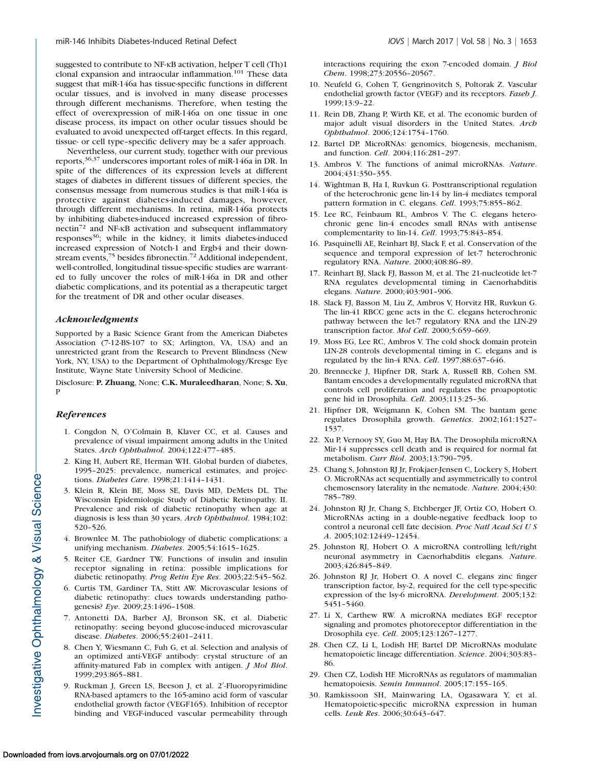suggested to contribute to NF-κB activation, helper T cell (Th)1 clonal expansion and intraocular inflammation.[101] These data suggest that miR-146a has tissue-specific functions in different ocular tissues, and is involved in many disease processes through different mechanisms. Therefore, when testing the effect of overexpression of miR-146a on one tissue in one disease process, its impact on other ocular tissues should be evaluated to avoid unexpected off-target effects. In this regard, tissue- or cell type–specific delivery may be a safer approach.

Nevertheless, our current study, together with our previous reports,[36,37] underscores important roles of miR-146a in DR. In spite of the differences of its expression levels at different stages of diabetes in different tissues of different species, the consensus message from numerous studies is that miR-146a is protective against diabetes-induced damages, however, through different mechanisms. In retina, miR-146a protects by inhibiting diabetes-induced increased expression of fibronectin[72] and NF-κB activation and subsequent inflammatory responses[36]; while in the kidney, it limits diabetes-induced increased expression of Notch-1 and Ergb4 and their downstream events,[75] besides fibronectin.[72] Additional independent, well-controlled, longitudinal tissue-specific studies are warranted to fully uncover the roles of miR-146a in DR and other diabetic complications, and its potential as a therapeutic target for the treatment of DR and other ocular diseases.

### Acknowledgments

Supported by a Basic Science Grant from the American Diabetes Association (7-12-BS-107 to SX; Arlington, VA, USA) and an unrestricted grant from the Research to Prevent Blindness (New York, NY, USA) to the Department of Ophthalmology/Kresge Eye Institute, Wayne State University School of Medicine.

Disclosure: **P. Zhuang**, None; **C.K. Muraleedharan**, None; **S. Xu**, P

### References

1. Congdon N, O'Colmain B, Klaver CC, et al. Causes and prevalence of visual impairment among adults in the United States. *Arch Ophthalmol*. 2004;122:477–485.
2. King H, Aubert RE, Herman WH. Global burden of diabetes, 1995–2025: prevalence, numerical estimates, and projections. *Diabetes Care*. 1998;21:1414–1431.
3. Klein R, Klein BE, Moss SE, Davis MD, DeMets DL. The Wisconsin Epidemiologic Study of Diabetic Retinopathy. II. Prevalence and risk of diabetic retinopathy when age at diagnosis is less than 30 years. *Arch Ophthalmol*. 1984;102: 520–526.
4. Brownlee M. The pathobiology of diabetic complications: a unifying mechanism. *Diabetes*. 2005;54:1615–1625.
5. Reiter CE, Gardner TW. Functions of insulin and insulin receptor signaling in retina: possible implications for diabetic retinopathy. *Prog Retin Eye Res*. 2003;22:545–562.
6. Curtis TM, Gardiner TA, Stitt AW. Microvascular lesions of diabetic retinopathy: clues towards understanding pathogenesis? *Eye*. 2009;23:1496–1508.
7. Antonetti DA, Barber AJ, Bronson SK, et al. Diabetic retinopathy: seeing beyond glucose-induced microvascular disease. *Diabetes*. 2006;55:2401–2411.
8. Chen Y, Wiesmann C, Fuh G, et al. Selection and analysis of an optimized anti-VEGF antibody: crystal structure of an affinity-matured Fab in complex with antigen. *J Mol Biol*. 1999;293:865–881.
9. Ruckman J, Green LS, Beeson J, et al. 2′-Fluoropyrimidine RNA-based aptamers to the 165-amino acid form of vascular endothelial growth factor (VEGF165). Inhibition of receptor binding and VEGF-induced vascular permeability through interactions requiring the exon 7-encoded domain. *J Biol Chem*. 1998;273:20556–20567.
10. Neufeld G, Cohen T, Gengrinovitch S, Poltorak Z. Vascular endothelial growth factor (VEGF) and its receptors. *Faseb J*. 1999;13:9–22.
11. Rein DB, Zhang P, Wirth KE, et al. The economic burden of major adult visual disorders in the United States. *Arch Ophthalmol*. 2006;124:1754–1760.
12. Bartel DP. MicroRNAs: genomics, biogenesis, mechanism, and function. *Cell*. 2004;116:281–297.
13. Ambros V. The functions of animal microRNAs. *Nature*. 2004;431:350–355.
14. Wightman B, Ha I, Ruvkun G. Posttranscriptional regulation of the heterochronic gene lin-14 by lin-4 mediates temporal pattern formation in C. elegans. *Cell*. 1993;75:855–862.
15. Lee RC, Feinbaum RL, Ambros V. The C. elegans heterochronic gene lin-4 encodes small RNAs with antisense complementarity to lin-14. *Cell*. 1993;75:843–854.
16. Pasquinelli AE, Reinhart BJ, Slack F, et al. Conservation of the sequence and temporal expression of let-7 heterochronic regulatory RNA. *Nature*. 2000;408:86–89.
17. Reinhart BJ, Slack FJ, Basson M, et al. The 21-nucleotide let-7 RNA regulates developmental timing in Caenorhabditis elegans. *Nature*. 2000;403:901–906.
18. Slack FJ, Basson M, Liu Z, Ambros V, Horvitz HR, Ruvkun G. The lin-41 RBCC gene acts in the C. elegans heterochronic pathway between the let-7 regulatory RNA and the LIN-29 transcription factor. *Mol Cell*. 2000;5:659–669.
19. Moss EG, Lee RC, Ambros V. The cold shock domain protein LIN-28 controls developmental timing in C. elegans and is regulated by the lin-4 RNA. *Cell*. 1997;88:637–646.
20. Brennecke J, Hipfner DR, Stark A, Russell RB, Cohen SM. Bantam encodes a developmentally regulated microRNA that controls cell proliferation and regulates the proapoptotic gene hid in Drosophila. *Cell*. 2003;113:25–36.
21. Hipfner DR, Weigmann K, Cohen SM. The bantam gene regulates Drosophila growth. *Genetics*. 2002;161:1527–1537.
22. Xu P, Vernooy SY, Guo M, Hay BA. The Drosophila microRNA Mir-14 suppresses cell death and is required for normal fat metabolism. *Curr Biol*. 2003;13:790–795.
23. Chang S, Johnston RJ Jr, Frokjaer-Jensen C, Lockery S, Hobert O. MicroRNAs act sequentially and asymmetrically to control chemosensory laterality in the nematode. *Nature*. 2004;430: 785–789.
24. Johnston RJ Jr, Chang S, Etchberger JF, Ortiz CO, Hobert O. MicroRNAs acting in a double-negative feedback loop to control a neuronal cell fate decision. *Proc Natl Acad Sci U S A*. 2005;102:12449–12454.
25. Johnston RJ, Hobert O. A microRNA controlling left/right neuronal asymmetry in Caenorhabditis elegans. *Nature*. 2003;426:845–849.
26. Johnston RJ Jr, Hobert O. A novel C. elegans zinc finger transcription factor, lsy-2, required for the cell type-specific expression of the lsy-6 microRNA. *Development*. 2005;132: 5451–5460.
27. Li X, Carthew RW. A microRNA mediates EGF receptor signaling and promotes photoreceptor differentiation in the Drosophila eye. *Cell*. 2005;123:1267–1277.
28. Chen CZ, Li L, Lodish HF, Bartel DP. MicroRNAs modulate hematopoietic lineage differentiation. *Science*. 2004;303:83–86.
29. Chen CZ, Lodish HF. MicroRNAs as regulators of mammalian hematopoiesis. *Semin Immunol*. 2005;17:155–165.
30. Ramkissoon SH, Mainwaring LA, Ogasawara Y, et al. Hematopoietic-specific microRNA expression in human cells. *Leuk Res*. 2006;30:643–647.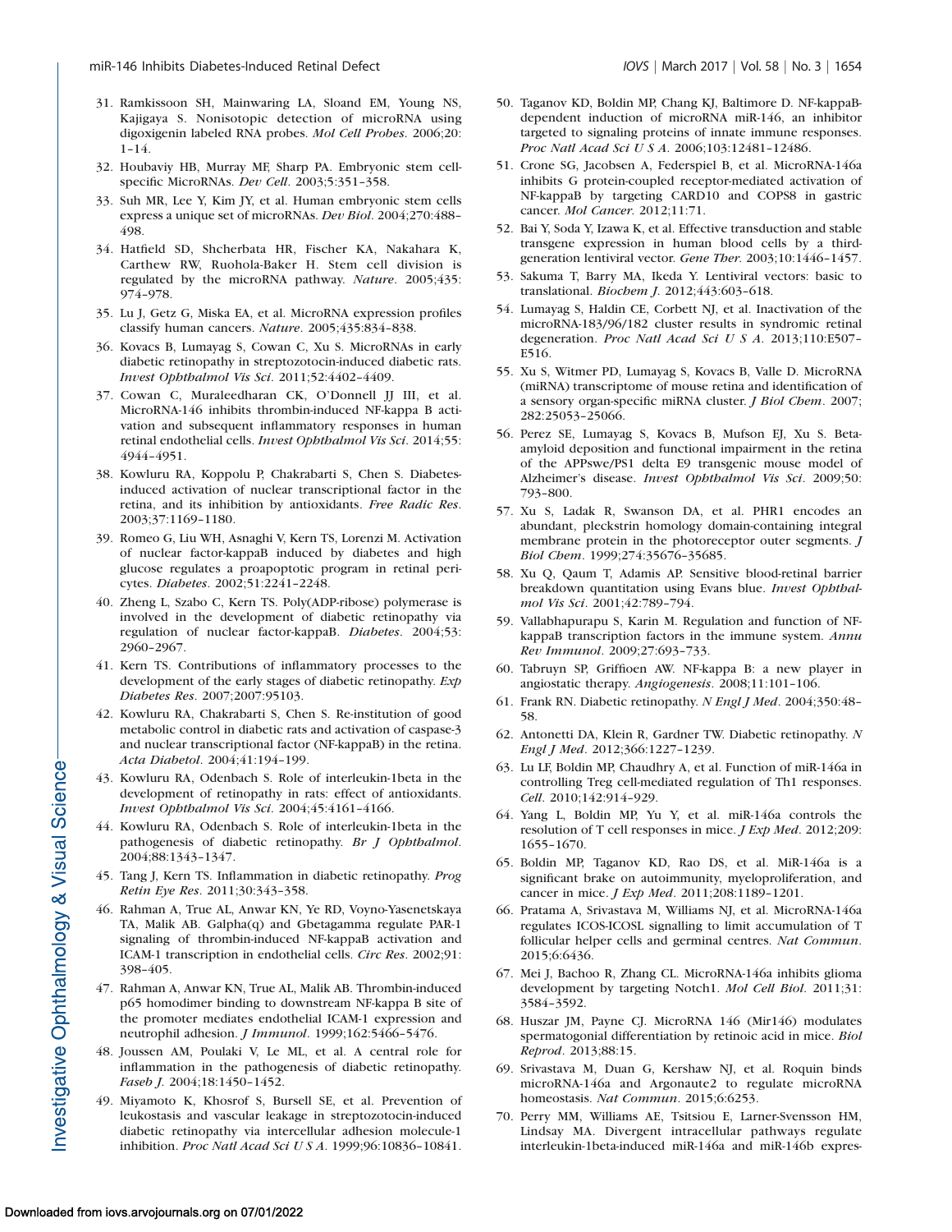31. Ramkissoon SH, Mainwaring LA, Sloand EM, Young NS, Kajigaya S. Nonisotopic detection of microRNA using digoxigenin labeled RNA probes. *Mol Cell Probes*. 2006;20: 1–14.
32. Houbaviy HB, Murray MF, Sharp PA. Embryonic stem cell-specific MicroRNAs. *Dev Cell*. 2003;5:351–358.
33. Suh MR, Lee Y, Kim JY, et al. Human embryonic stem cells express a unique set of microRNAs. *Dev Biol*. 2004;270:488–498.
34. Hatfield SD, Shcherbata HR, Fischer KA, Nakahara K, Carthew RW, Ruohola-Baker H. Stem cell division is regulated by the microRNA pathway. *Nature*. 2005;435: 974–978.
35. Lu J, Getz G, Miska EA, et al. MicroRNA expression profiles classify human cancers. *Nature*. 2005;435:834–838.
36. Kovacs B, Lumayag S, Cowan C, Xu S. MicroRNAs in early diabetic retinopathy in streptozotocin-induced diabetic rats. *Invest Ophthalmol Vis Sci*. 2011;52:4402–4409.
37. Cowan C, Muraleedharan CK, O'Donnell JJ III, et al. MicroRNA-146 inhibits thrombin-induced NF-kappa B activation and subsequent inflammatory responses in human retinal endothelial cells. *Invest Ophthalmol Vis Sci*. 2014;55: 4944–4951.
38. Kowluru RA, Koppolu P, Chakrabarti S, Chen S. Diabetes-induced activation of nuclear transcriptional factor in the retina, and its inhibition by antioxidants. *Free Radic Res*. 2003;37:1169–1180.
39. Romeo G, Liu WH, Asnaghi V, Kern TS, Lorenzi M. Activation of nuclear factor-kappaB induced by diabetes and high glucose regulates a proapoptotic program in retinal pericytes. *Diabetes*. 2002;51:2241–2248.
40. Zheng L, Szabo C, Kern TS. Poly(ADP-ribose) polymerase is involved in the development of diabetic retinopathy via regulation of nuclear factor-kappaB. *Diabetes*. 2004;53: 2960–2967.
41. Kern TS. Contributions of inflammatory processes to the development of the early stages of diabetic retinopathy. *Exp Diabetes Res*. 2007;2007:95103.
42. Kowluru RA, Chakrabarti S, Chen S. Re-institution of good metabolic control in diabetic rats and activation of caspase-3 and nuclear transcriptional factor (NF-kappaB) in the retina. *Acta Diabetol*. 2004;41:194–199.
43. Kowluru RA, Odenbach S. Role of interleukin-1beta in the development of retinopathy in rats: effect of antioxidants. *Invest Ophthalmol Vis Sci*. 2004;45:4161–4166.
44. Kowluru RA, Odenbach S. Role of interleukin-1beta in the pathogenesis of diabetic retinopathy. *Br J Ophthalmol*. 2004;88:1343–1347.
45. Tang J, Kern TS. Inflammation in diabetic retinopathy. *Prog Retin Eye Res*. 2011;30:343–358.
46. Rahman A, True AL, Anwar KN, Ye RD, Voyno-Yasenetskaya TA, Malik AB. Galpha(q) and Gbetagamma regulate PAR-1 signaling of thrombin-induced NF-kappaB activation and ICAM-1 transcription in endothelial cells. *Circ Res*. 2002;91: 398–405.
47. Rahman A, Anwar KN, True AL, Malik AB. Thrombin-induced p65 homodimer binding to downstream NF-kappa B site of the promoter mediates endothelial ICAM-1 expression and neutrophil adhesion. *J Immunol*. 1999;162:5466–5476.
48. Joussen AM, Poulaki V, Le ML, et al. A central role for inflammation in the pathogenesis of diabetic retinopathy. *Faseb J*. 2004;18:1450–1452.
49. Miyamoto K, Khosrof S, Bursell SE, et al. Prevention of leukostasis and vascular leakage in streptozotocin-induced diabetic retinopathy via intercellular adhesion molecule-1 inhibition. *Proc Natl Acad Sci U S A*. 1999;96:10836–10841.
50. Taganov KD, Boldin MP, Chang KJ, Baltimore D. NF-kappaB-dependent induction of microRNA miR-146, an inhibitor targeted to signaling proteins of innate immune responses. *Proc Natl Acad Sci U S A*. 2006;103:12481–12486.
51. Crone SG, Jacobsen A, Federspiel B, et al. MicroRNA-146a inhibits G protein-coupled receptor-mediated activation of NF-kappaB by targeting CARD10 and COPS8 in gastric cancer. *Mol Cancer*. 2012;11:71.
52. Bai Y, Soda Y, Izawa K, et al. Effective transduction and stable transgene expression in human blood cells by a third-generation lentiviral vector. *Gene Ther*. 2003;10:1446–1457.
53. Sakuma T, Barry MA, Ikeda Y. Lentiviral vectors: basic to translational. *Biochem J*. 2012;443:603–618.
54. Lumayag S, Haldin CE, Corbett NJ, et al. Inactivation of the microRNA-183/96/182 cluster results in syndromic retinal degeneration. *Proc Natl Acad Sci U S A*. 2013;110:E507–E516.
55. Xu S, Witmer PD, Lumayag S, Kovacs B, Valle D. MicroRNA (miRNA) transcriptome of mouse retina and identification of a sensory organ-specific miRNA cluster. *J Biol Chem*. 2007; 282:25053–25066.
56. Perez SE, Lumayag S, Kovacs B, Mufson EJ, Xu S. Beta-amyloid deposition and functional impairment in the retina of the APPswe/PS1 delta E9 transgenic mouse model of Alzheimer's disease. *Invest Ophthalmol Vis Sci*. 2009;50: 793–800.
57. Xu S, Ladak R, Swanson DA, et al. PHR1 encodes an abundant, pleckstrin homology domain-containing integral membrane protein in the photoreceptor outer segments. *J Biol Chem*. 1999;274:35676–35685.
58. Xu Q, Qaum T, Adamis AP. Sensitive blood-retinal barrier breakdown quantitation using Evans blue. *Invest Ophthalmol Vis Sci*. 2001;42:789–794.
59. Vallabhapurapu S, Karin M. Regulation and function of NF-kappaB transcription factors in the immune system. *Annu Rev Immunol*. 2009;27:693–733.
60. Tabruyn SP, Griffioen AW. NF-kappa B: a new player in angiostatic therapy. *Angiogenesis*. 2008;11:101–106.
61. Frank RN. Diabetic retinopathy. *N Engl J Med*. 2004;350:48–58.
62. Antonetti DA, Klein R, Gardner TW. Diabetic retinopathy. *N Engl J Med*. 2012;366:1227–1239.
63. Lu LF, Boldin MP, Chaudhry A, et al. Function of miR-146a in controlling Treg cell-mediated regulation of Th1 responses. *Cell*. 2010;142:914–929.
64. Yang L, Boldin MP, Yu Y, et al. miR-146a controls the resolution of T cell responses in mice. *J Exp Med*. 2012;209: 1655–1670.
65. Boldin MP, Taganov KD, Rao DS, et al. MiR-146a is a significant brake on autoimmunity, myeloproliferation, and cancer in mice. *J Exp Med*. 2011;208:1189–1201.
66. Pratama A, Srivastava M, Williams NJ, et al. MicroRNA-146a regulates ICOS-ICOSL signalling to limit accumulation of T follicular helper cells and germinal centres. *Nat Commun*. 2015;6:6436.
67. Mei J, Bachoo R, Zhang CL. MicroRNA-146a inhibits glioma development by targeting Notch1. *Mol Cell Biol*. 2011;31: 3584–3592.
68. Huszar JM, Payne CJ. MicroRNA 146 (Mir146) modulates spermatogonial differentiation by retinoic acid in mice. *Biol Reprod*. 2013;88:15.
69. Srivastava M, Duan G, Kershaw NJ, et al. Roquin binds microRNA-146a and Argonaute2 to regulate microRNA homeostasis. *Nat Commun*. 2015;6:6253.
70. Perry MM, Williams AE, Tsitsiou E, Larner-Svensson HM, Lindsay MA. Divergent intracellular pathways regulate interleukin-1beta-induced miR-146a and miR-146b expres-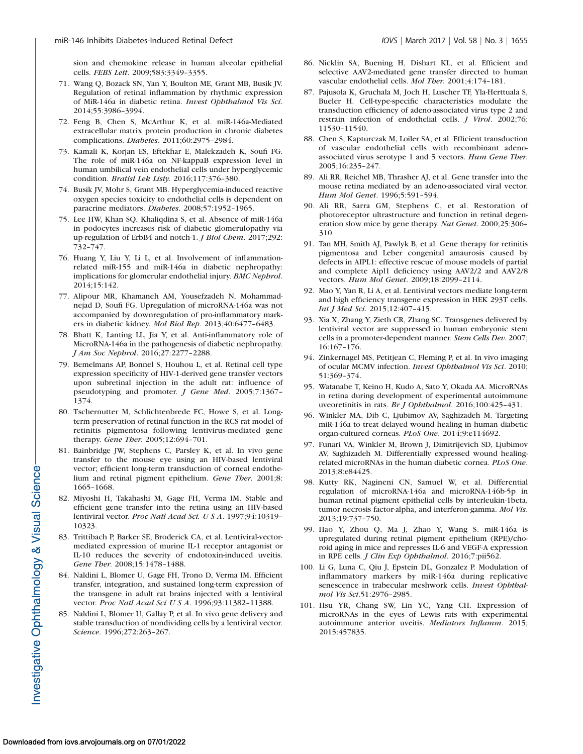sion and chemokine release in human alveolar epithelial cells. *FEBS Lett*. 2009;583:3349–3355.

71. Wang Q, Bozack SN, Yan Y, Boulton ME, Grant MB, Busik JV. Regulation of retinal inflammation by rhythmic expression of MiR-146a in diabetic retina. *Invest Ophthalmol Vis Sci*. 2014;55:3986–3994.
72. Feng B, Chen S, McArthur K, et al. miR-146a-Mediated extracellular matrix protein production in chronic diabetes complications. *Diabetes*. 2011;60:2975–2984.
73. Kamali K, Korjan ES, Eftekhar E, Malekzadeh K, Soufi FG. The role of miR-146a on NF-kappaB expression level in human umbilical vein endothelial cells under hyperglycemic condition. *Bratisl Lek Listy*. 2016;117:376–380.
74. Busik JV, Mohr S, Grant MB. Hyperglycemia-induced reactive oxygen species toxicity to endothelial cells is dependent on paracrine mediators. *Diabetes*. 2008;57:1952–1965.
75. Lee HW, Khan SQ, Khaliqdina S, et al. Absence of miR-146a in podocytes increases risk of diabetic glomerulopathy via up-regulation of ErbB4 and notch-1. *J Biol Chem*. 2017;292:732–747.
76. Huang Y, Liu Y, Li L, et al. Involvement of inflammation-related miR-155 and miR-146a in diabetic nephropathy: implications for glomerular endothelial injury. *BMC Nephrol*. 2014;15:142.
77. Alipour MR, Khamaneh AM, Yousefzadeh N, Mohammadnejad D, Soufi FG. Upregulation of microRNA-146a was not accompanied by downregulation of pro-inflammatory markers in diabetic kidney. *Mol Biol Rep*. 2013;40:6477–6483.
78. Bhatt K, Lanting LL, Jia Y, et al. Anti-inflammatory role of MicroRNA-146a in the pathogenesis of diabetic nephropathy. *J Am Soc Nephrol*. 2016;27:2277–2288.
79. Bemelmans AP, Bonnel S, Houhou L, et al. Retinal cell type expression specificity of HIV-1-derived gene transfer vectors upon subretinal injection in the adult rat: influence of pseudotyping and promoter. *J Gene Med*. 2005;7:1367–1374.
80. Tschernutter M, Schlichtenbrede FC, Howe S, et al. Long-term preservation of retinal function in the RCS rat model of retinitis pigmentosa following lentivirus-mediated gene therapy. *Gene Ther*. 2005;12:694–701.
81. Bainbridge JW, Stephens C, Parsley K, et al. In vivo gene transfer to the mouse eye using an HIV-based lentiviral vector; efficient long-term transduction of corneal endothelium and retinal pigment epithelium. *Gene Ther*. 2001;8:1665–1668.
82. Miyoshi H, Takahashi M, Gage FH, Verma IM. Stable and efficient gene transfer into the retina using an HIV-based lentiviral vector. *Proc Natl Acad Sci U S A*. 1997;94:10319–10323.
83. Trittibach P, Barker SE, Broderick CA, et al. Lentiviral-vector-mediated expression of murine IL-1 receptor antagonist or IL-10 reduces the severity of endotoxin-induced uveitis. *Gene Ther*. 2008;15:1478–1488.
84. Naldini L, Blomer U, Gage FH, Trono D, Verma IM. Efficient transfer, integration, and sustained long-term expression of the transgene in adult rat brains injected with a lentiviral vector. *Proc Natl Acad Sci U S A*. 1996;93:11382–11388.
85. Naldini L, Blomer U, Gallay P, et al. In vivo gene delivery and stable transduction of nondividing cells by a lentiviral vector. *Science*. 1996;272:263–267.
86. Nicklin SA, Buening H, Dishart KL, et al. Efficient and selective AAV2-mediated gene transfer directed to human vascular endothelial cells. *Mol Ther*. 2001;4:174–181.
87. Pajusola K, Gruchala M, Joch H, Luscher TF, Yla-Herttuala S, Bueler H. Cell-type-specific characteristics modulate the transduction efficiency of adeno-associated virus type 2 and restrain infection of endothelial cells. *J Virol*. 2002;76:11530–11540.
88. Chen S, Kapturczak M, Loiler SA, et al. Efficient transduction of vascular endothelial cells with recombinant adeno-associated virus serotype 1 and 5 vectors. *Hum Gene Ther*. 2005;16:235–247.
89. Ali RR, Reichel MB, Thrasher AJ, et al. Gene transfer into the mouse retina mediated by an adeno-associated viral vector. *Hum Mol Genet*. 1996;5:591–594.
90. Ali RR, Sarra GM, Stephens C, et al. Restoration of photoreceptor ultrastructure and function in retinal degeneration slow mice by gene therapy. *Nat Genet*. 2000;25:306–310.
91. Tan MH, Smith AJ, Pawlyk B, et al. Gene therapy for retinitis pigmentosa and Leber congenital amaurosis caused by defects in AIPL1: effective rescue of mouse models of partial and complete Aipl1 deficiency using AAV2/2 and AAV2/8 vectors. *Hum Mol Genet*. 2009;18:2099–2114.
92. Mao Y, Yan R, Li A, et al. Lentiviral vectors mediate long-term and high efficiency transgene expression in HEK 293T cells. *Int J Med Sci*. 2015;12:407–415.
93. Xia X, Zhang Y, Zieth CR, Zhang SC. Transgenes delivered by lentiviral vector are suppressed in human embryonic stem cells in a promoter-dependent manner. *Stem Cells Dev*. 2007;16:167–176.
94. Zinkernagel MS, Petitjean C, Fleming P, et al. In vivo imaging of ocular MCMV infection. *Invest Ophthalmol Vis Sci*. 2010;51:369–374.
95. Watanabe T, Keino H, Kudo A, Sato Y, Okada AA. MicroRNAs in retina during development of experimental autoimmune uveoretinitis in rats. *Br J Ophthalmol*. 2016;100:425–431.
96. Winkler MA, Dib C, Ljubimov AV, Saghizadeh M. Targeting miR-146a to treat delayed wound healing in human diabetic organ-cultured corneas. *PLoS One*. 2014;9:e114692.
97. Funari VA, Winkler M, Brown J, Dimitrijevich SD, Ljubimov AV, Saghizadeh M. Differentially expressed wound healing-related microRNAs in the human diabetic cornea. *PLoS One*. 2013;8:e84425.
98. Kutty RK, Nagineni CN, Samuel W, et al. Differential regulation of microRNA-146a and microRNA-146b-5p in human retinal pigment epithelial cells by interleukin-1beta, tumor necrosis factor-alpha, and interferon-gamma. *Mol Vis*. 2013;19:737–750.
99. Hao Y, Zhou Q, Ma J, Zhao Y, Wang S. miR-146a is upregulated during retinal pigment epithelium (RPE)/choroid aging in mice and represses IL-6 and VEGF-A expression in RPE cells. *J Clin Exp Ophthalmol*. 2016;7:pii562.
100. Li G, Luna C, Qiu J, Epstein DL, Gonzalez P. Modulation of inflammatory markers by miR-146a during replicative senescence in trabecular meshwork cells. *Invest Ophthalmol Vis Sci*.51:2976–2985.
101. Hsu YR, Chang SW, Lin YC, Yang CH. Expression of microRNAs in the eyes of Lewis rats with experimental autoimmune anterior uveitis. *Mediators Inflamm*. 2015;2015:457835.